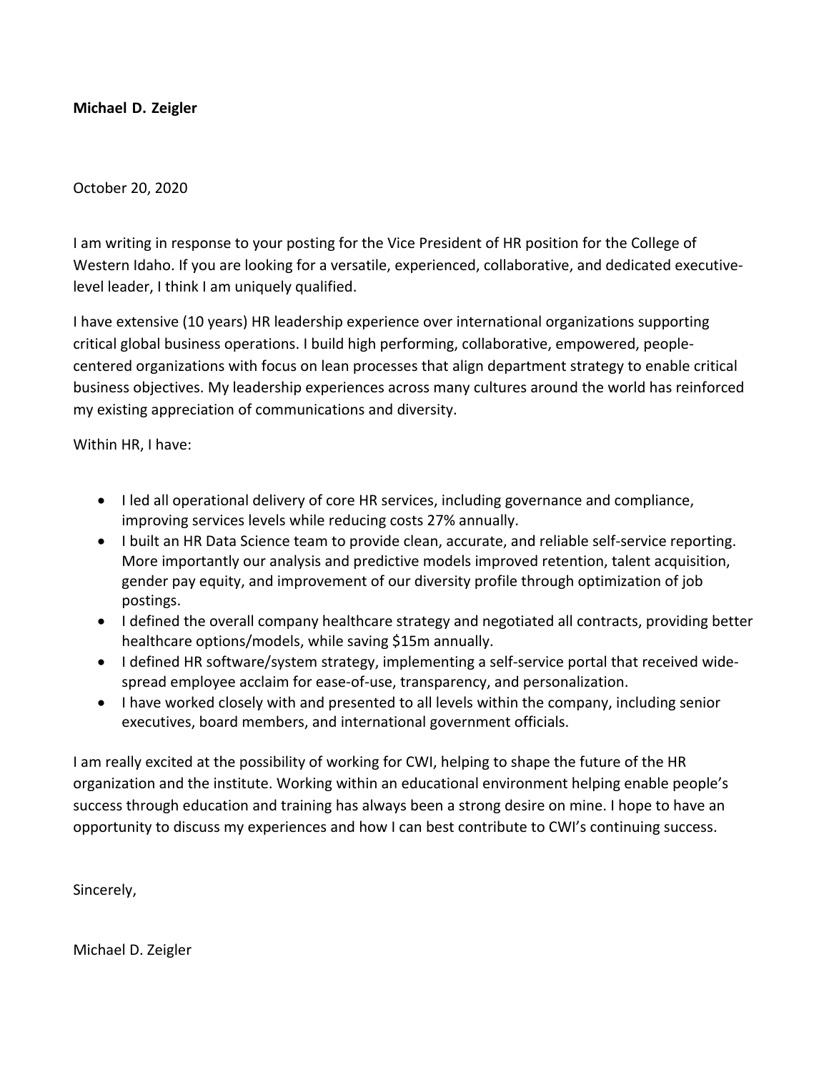**Michael D. Zeigler**

October 20, 2020

I am writing in response to your posting for the Vice President of HR position for the College of Western Idaho. If you are looking for a versatile, experienced, collaborative, and dedicated executive-level leader, I think I am uniquely qualified.

I have extensive (10 years) HR leadership experience over international organizations supporting critical global business operations. I build high performing, collaborative, empowered, people-centered organizations with focus on lean processes that align department strategy to enable critical business objectives. My leadership experiences across many cultures around the world has reinforced my existing appreciation of communications and diversity.

Within HR, I have:

- I led all operational delivery of core HR services, including governance and compliance, improving services levels while reducing costs 27% annually.
- I built an HR Data Science team to provide clean, accurate, and reliable self-service reporting. More importantly our analysis and predictive models improved retention, talent acquisition, gender pay equity, and improvement of our diversity profile through optimization of job postings.
- I defined the overall company healthcare strategy and negotiated all contracts, providing better healthcare options/models, while saving $15m annually.
- I defined HR software/system strategy, implementing a self-service portal that received wide-spread employee acclaim for ease-of-use, transparency, and personalization.
- I have worked closely with and presented to all levels within the company, including senior executives, board members, and international government officials.

I am really excited at the possibility of working for CWI, helping to shape the future of the HR organization and the institute. Working within an educational environment helping enable people's success through education and training has always been a strong desire on mine. I hope to have an opportunity to discuss my experiences and how I can best contribute to CWI's continuing success.

Sincerely,

Michael D. Zeigler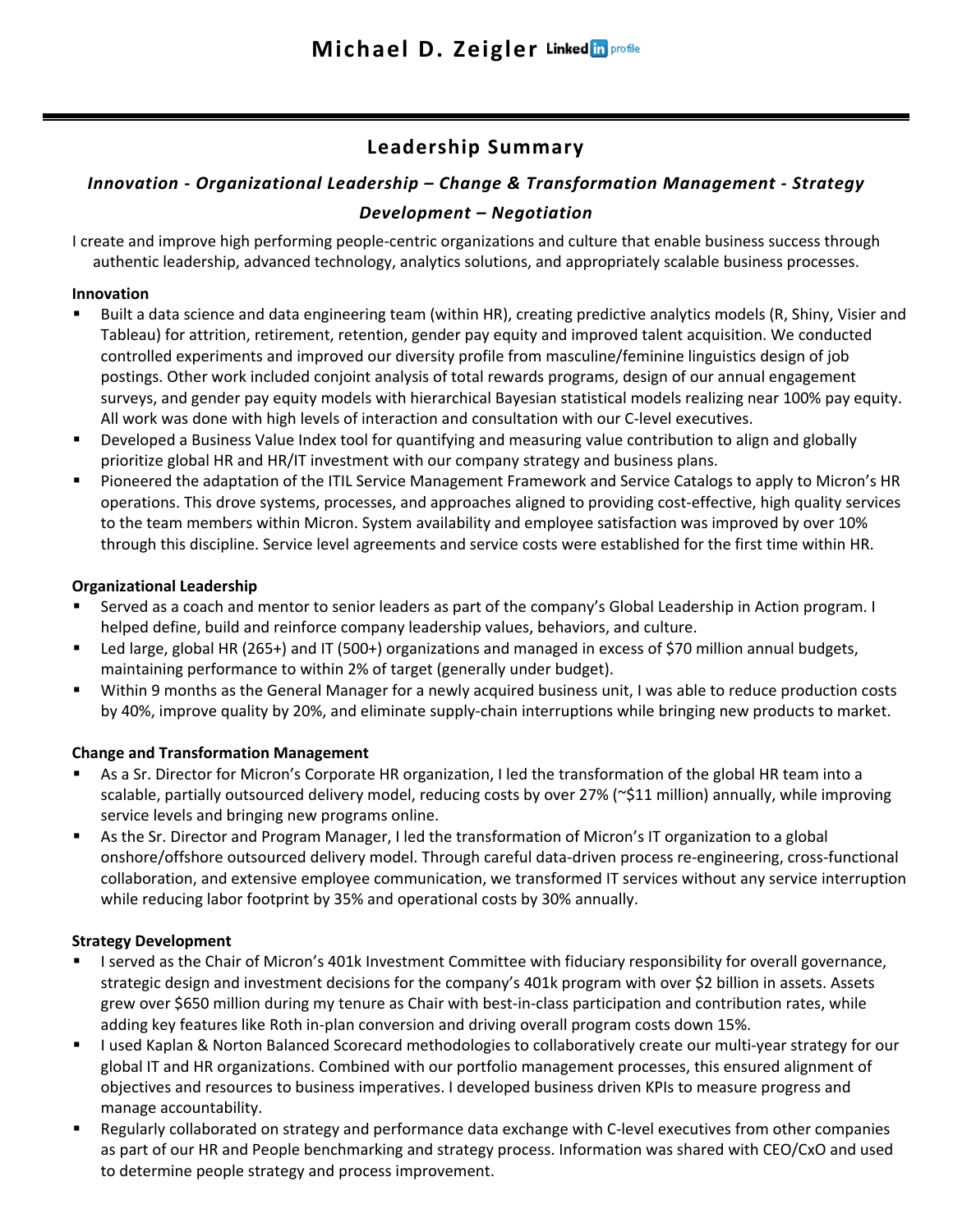# Michael D. Zeigler LinkedIn profile

## Leadership Summary

***Innovation - Organizational Leadership – Change & Transformation Management - Strategy Development – Negotiation***

I create and improve high performing people-centric organizations and culture that enable business success through authentic leadership, advanced technology, analytics solutions, and appropriately scalable business processes.

**Innovation**

- Built a data science and data engineering team (within HR), creating predictive analytics models (R, Shiny, Visier and Tableau) for attrition, retirement, retention, gender pay equity and improved talent acquisition. We conducted controlled experiments and improved our diversity profile from masculine/feminine linguistics design of job postings. Other work included conjoint analysis of total rewards programs, design of our annual engagement surveys, and gender pay equity models with hierarchical Bayesian statistical models realizing near 100% pay equity. All work was done with high levels of interaction and consultation with our C-level executives.
- Developed a Business Value Index tool for quantifying and measuring value contribution to align and globally prioritize global HR and HR/IT investment with our company strategy and business plans.
- Pioneered the adaptation of the ITIL Service Management Framework and Service Catalogs to apply to Micron's HR operations. This drove systems, processes, and approaches aligned to providing cost-effective, high quality services to the team members within Micron. System availability and employee satisfaction was improved by over 10% through this discipline. Service level agreements and service costs were established for the first time within HR.

**Organizational Leadership**

- Served as a coach and mentor to senior leaders as part of the company's Global Leadership in Action program. I helped define, build and reinforce company leadership values, behaviors, and culture.
- Led large, global HR (265+) and IT (500+) organizations and managed in excess of $70 million annual budgets, maintaining performance to within 2% of target (generally under budget).
- Within 9 months as the General Manager for a newly acquired business unit, I was able to reduce production costs by 40%, improve quality by 20%, and eliminate supply-chain interruptions while bringing new products to market.

**Change and Transformation Management**

- As a Sr. Director for Micron's Corporate HR organization, I led the transformation of the global HR team into a scalable, partially outsourced delivery model, reducing costs by over 27% (~$11 million) annually, while improving service levels and bringing new programs online.
- As the Sr. Director and Program Manager, I led the transformation of Micron's IT organization to a global onshore/offshore outsourced delivery model. Through careful data-driven process re-engineering, cross-functional collaboration, and extensive employee communication, we transformed IT services without any service interruption while reducing labor footprint by 35% and operational costs by 30% annually.

**Strategy Development**

- I served as the Chair of Micron's 401k Investment Committee with fiduciary responsibility for overall governance, strategic design and investment decisions for the company's 401k program with over $2 billion in assets. Assets grew over $650 million during my tenure as Chair with best-in-class participation and contribution rates, while adding key features like Roth in-plan conversion and driving overall program costs down 15%.
- I used Kaplan & Norton Balanced Scorecard methodologies to collaboratively create our multi-year strategy for our global IT and HR organizations. Combined with our portfolio management processes, this ensured alignment of objectives and resources to business imperatives. I developed business driven KPIs to measure progress and manage accountability.
- Regularly collaborated on strategy and performance data exchange with C-level executives from other companies as part of our HR and People benchmarking and strategy process. Information was shared with CEO/CxO and used to determine people strategy and process improvement.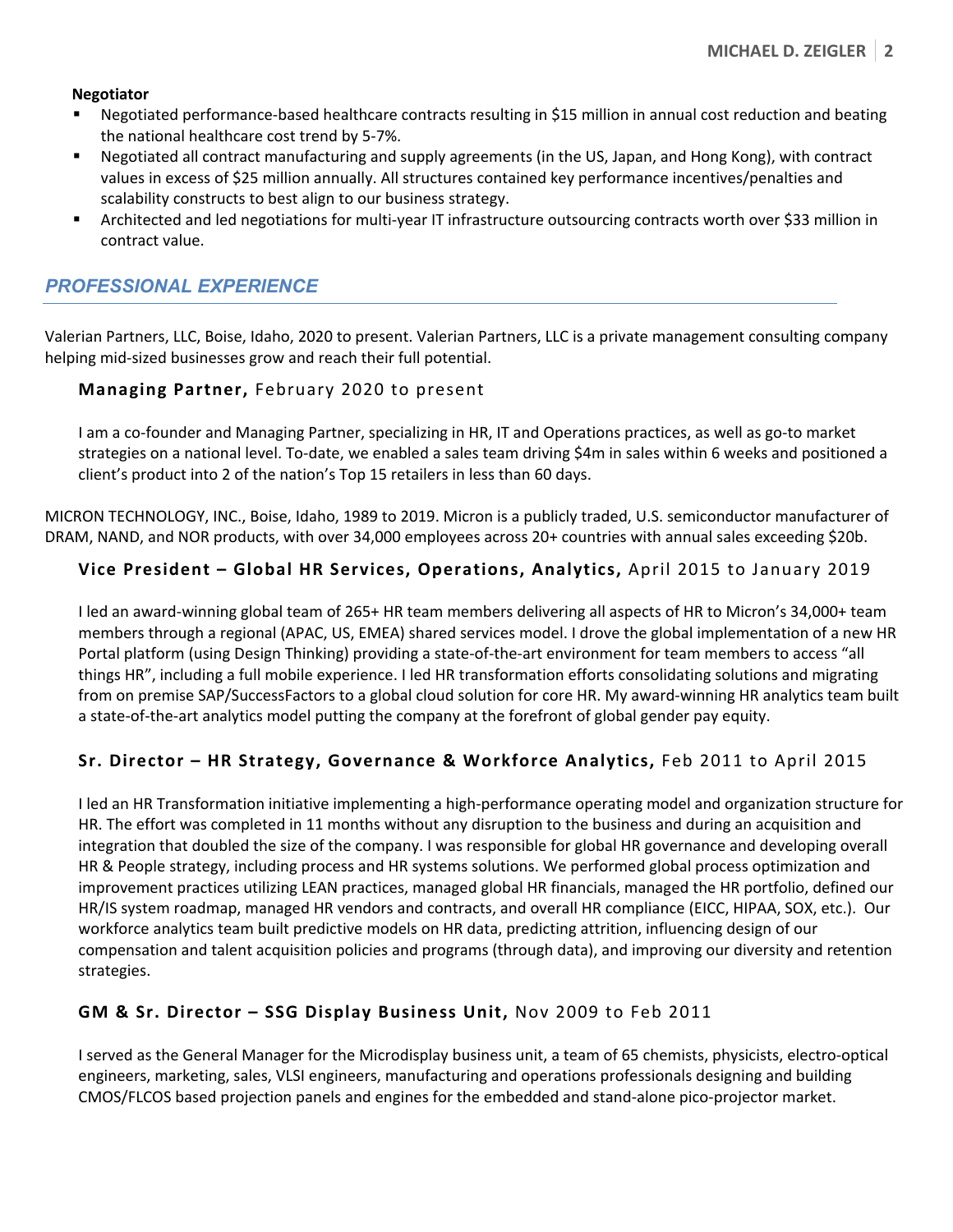**Negotiator**

- Negotiated performance-based healthcare contracts resulting in $15 million in annual cost reduction and beating the national healthcare cost trend by 5-7%.
- Negotiated all contract manufacturing and supply agreements (in the US, Japan, and Hong Kong), with contract values in excess of $25 million annually. All structures contained key performance incentives/penalties and scalability constructs to best align to our business strategy.
- Architected and led negotiations for multi-year IT infrastructure outsourcing contracts worth over $33 million in contract value.

## *PROFESSIONAL EXPERIENCE*

Valerian Partners, LLC, Boise, Idaho, 2020 to present. Valerian Partners, LLC is a private management consulting company helping mid-sized businesses grow and reach their full potential.

### **Managing Partner,** February 2020 to present

I am a co-founder and Managing Partner, specializing in HR, IT and Operations practices, as well as go-to market strategies on a national level. To-date, we enabled a sales team driving $4m in sales within 6 weeks and positioned a client's product into 2 of the nation's Top 15 retailers in less than 60 days.

MICRON TECHNOLOGY, INC., Boise, Idaho, 1989 to 2019. Micron is a publicly traded, U.S. semiconductor manufacturer of DRAM, NAND, and NOR products, with over 34,000 employees across 20+ countries with annual sales exceeding $20b.

### **Vice President – Global HR Services, Operations, Analytics,** April 2015 to January 2019

I led an award-winning global team of 265+ HR team members delivering all aspects of HR to Micron's 34,000+ team members through a regional (APAC, US, EMEA) shared services model. I drove the global implementation of a new HR Portal platform (using Design Thinking) providing a state-of-the-art environment for team members to access "all things HR", including a full mobile experience. I led HR transformation efforts consolidating solutions and migrating from on premise SAP/SuccessFactors to a global cloud solution for core HR. My award-winning HR analytics team built a state-of-the-art analytics model putting the company at the forefront of global gender pay equity.

### **Sr. Director – HR Strategy, Governance & Workforce Analytics,** Feb 2011 to April 2015

I led an HR Transformation initiative implementing a high-performance operating model and organization structure for HR. The effort was completed in 11 months without any disruption to the business and during an acquisition and integration that doubled the size of the company. I was responsible for global HR governance and developing overall HR & People strategy, including process and HR systems solutions. We performed global process optimization and improvement practices utilizing LEAN practices, managed global HR financials, managed the HR portfolio, defined our HR/IS system roadmap, managed HR vendors and contracts, and overall HR compliance (EICC, HIPAA, SOX, etc.). Our workforce analytics team built predictive models on HR data, predicting attrition, influencing design of our compensation and talent acquisition policies and programs (through data), and improving our diversity and retention strategies.

### **GM & Sr. Director – SSG Display Business Unit,** Nov 2009 to Feb 2011

I served as the General Manager for the Microdisplay business unit, a team of 65 chemists, physicists, electro-optical engineers, marketing, sales, VLSI engineers, manufacturing and operations professionals designing and building CMOS/FLCOS based projection panels and engines for the embedded and stand-alone pico-projector market.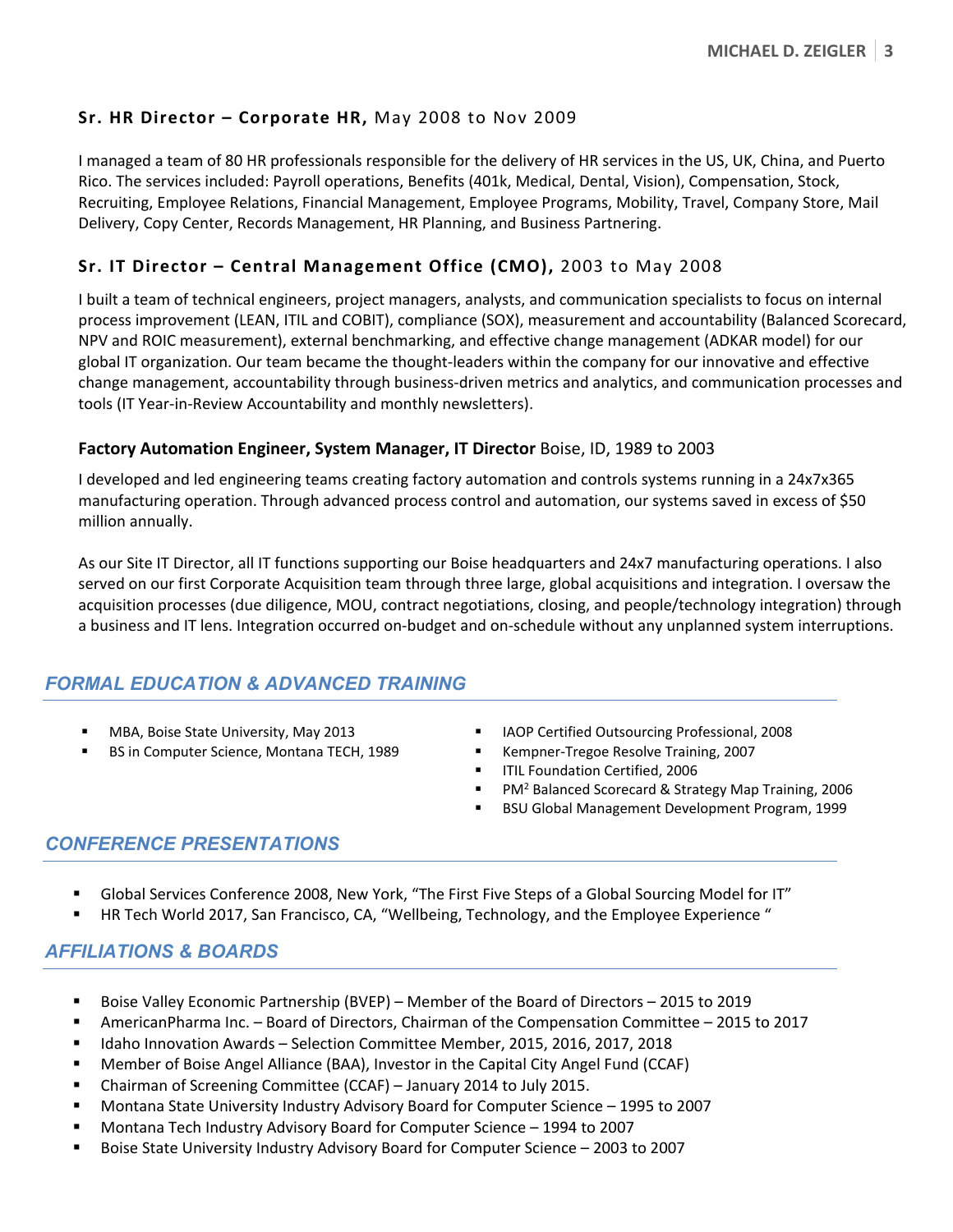### **Sr. HR Director – Corporate HR,** May 2008 to Nov 2009

I managed a team of 80 HR professionals responsible for the delivery of HR services in the US, UK, China, and Puerto Rico. The services included: Payroll operations, Benefits (401k, Medical, Dental, Vision), Compensation, Stock, Recruiting, Employee Relations, Financial Management, Employee Programs, Mobility, Travel, Company Store, Mail Delivery, Copy Center, Records Management, HR Planning, and Business Partnering.

### **Sr. IT Director – Central Management Office (CMO),** 2003 to May 2008

I built a team of technical engineers, project managers, analysts, and communication specialists to focus on internal process improvement (LEAN, ITIL and COBIT), compliance (SOX), measurement and accountability (Balanced Scorecard, NPV and ROIC measurement), external benchmarking, and effective change management (ADKAR model) for our global IT organization. Our team became the thought-leaders within the company for our innovative and effective change management, accountability through business-driven metrics and analytics, and communication processes and tools (IT Year-in-Review Accountability and monthly newsletters).

### **Factory Automation Engineer, System Manager, IT Director** Boise, ID, 1989 to 2003

I developed and led engineering teams creating factory automation and controls systems running in a 24x7x365 manufacturing operation. Through advanced process control and automation, our systems saved in excess of $50 million annually.

As our Site IT Director, all IT functions supporting our Boise headquarters and 24x7 manufacturing operations. I also served on our first Corporate Acquisition team through three large, global acquisitions and integration. I oversaw the acquisition processes (due diligence, MOU, contract negotiations, closing, and people/technology integration) through a business and IT lens. Integration occurred on-budget and on-schedule without any unplanned system interruptions.

## *FORMAL EDUCATION & ADVANCED TRAINING*

- MBA, Boise State University, May 2013
- BS in Computer Science, Montana TECH, 1989
- IAOP Certified Outsourcing Professional, 2008
- Kempner-Tregoe Resolve Training, 2007
- ITIL Foundation Certified, 2006
- PM$^2$ Balanced Scorecard & Strategy Map Training, 2006
- BSU Global Management Development Program, 1999

## *CONFERENCE PRESENTATIONS*

- Global Services Conference 2008, New York, "The First Five Steps of a Global Sourcing Model for IT"
- HR Tech World 2017, San Francisco, CA, "Wellbeing, Technology, and the Employee Experience "

## *AFFILIATIONS & BOARDS*

- Boise Valley Economic Partnership (BVEP) – Member of the Board of Directors – 2015 to 2019
- AmericanPharma Inc. – Board of Directors, Chairman of the Compensation Committee – 2015 to 2017
- Idaho Innovation Awards – Selection Committee Member, 2015, 2016, 2017, 2018
- Member of Boise Angel Alliance (BAA), Investor in the Capital City Angel Fund (CCAF)
- Chairman of Screening Committee (CCAF) – January 2014 to July 2015.
- Montana State University Industry Advisory Board for Computer Science – 1995 to 2007
- Montana Tech Industry Advisory Board for Computer Science – 1994 to 2007
- Boise State University Industry Advisory Board for Computer Science – 2003 to 2007